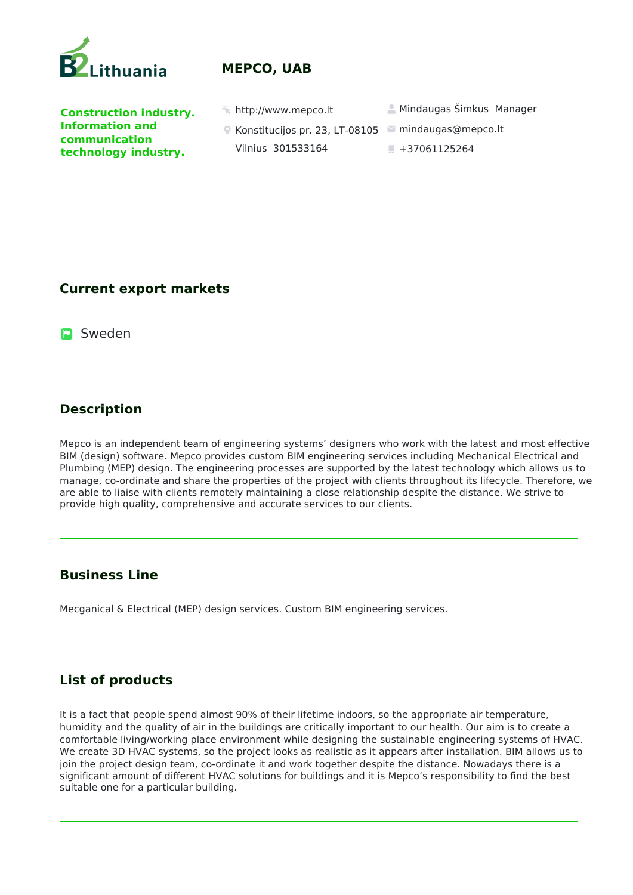# MEPCO, UAB

**Construction industry. Information and communication technology industry.**

http://www.mepco.lt

Konstitucijos pr. 23, LT-08105 Vilnius 301533164

Mindaugas Šimkus Manager

mindaugas@mepco.lt

+37061125264

## Current export markets

- Sweden

## Description

Mepco is an independent team of engineering systems' designers who work with the latest and most effective BIM (design) software. Mepco provides custom BIM engineering services including Mechanical Electrical and Plumbing (MEP) design. The engineering processes are supported by the latest technology which allows us to manage, co-ordinate and share the properties of the project with clients throughout its lifecycle. Therefore, we are able to liaise with clients remotely maintaining a close relationship despite the distance. We strive to provide high quality, comprehensive and accurate services to our clients.

## Business Line

Mecganical & Electrical (MEP) design services. Custom BIM engineering services.

## List of products

It is a fact that people spend almost 90% of their lifetime indoors, so the appropriate air temperature, humidity and the quality of air in the buildings are critically important to our health. Our aim is to create a comfortable living/working place environment while designing the sustainable engineering systems of HVAC. We create 3D HVAC systems, so the project looks as realistic as it appears after installation. BIM allows us to join the project design team, co-ordinate it and work together despite the distance. Nowadays there is a significant amount of different HVAC solutions for buildings and it is Mepco's responsibility to find the best suitable one for a particular building.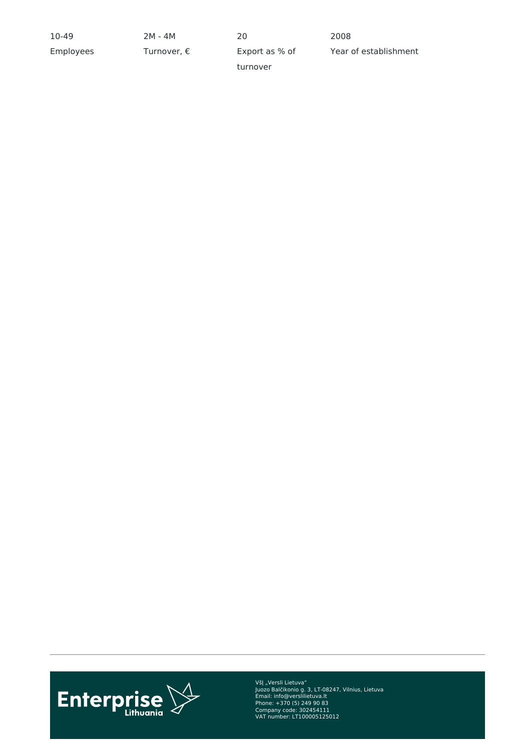| | | | |
|---|---|---|---|
| 10-49 | 2M - 4M | 20 | 2008 |
| Employees | Turnover, € | Export as % of turnover | Year of establishment |

VšĮ „Versli Lietuva"
Juozo Balčikonio g. 3, LT-08247, Vilnius, Lietuva
Email: info@verslilietuva.lt
Phone: +370 (5) 249 90 83
Company code: 302454111
VAT number: LT100005125012